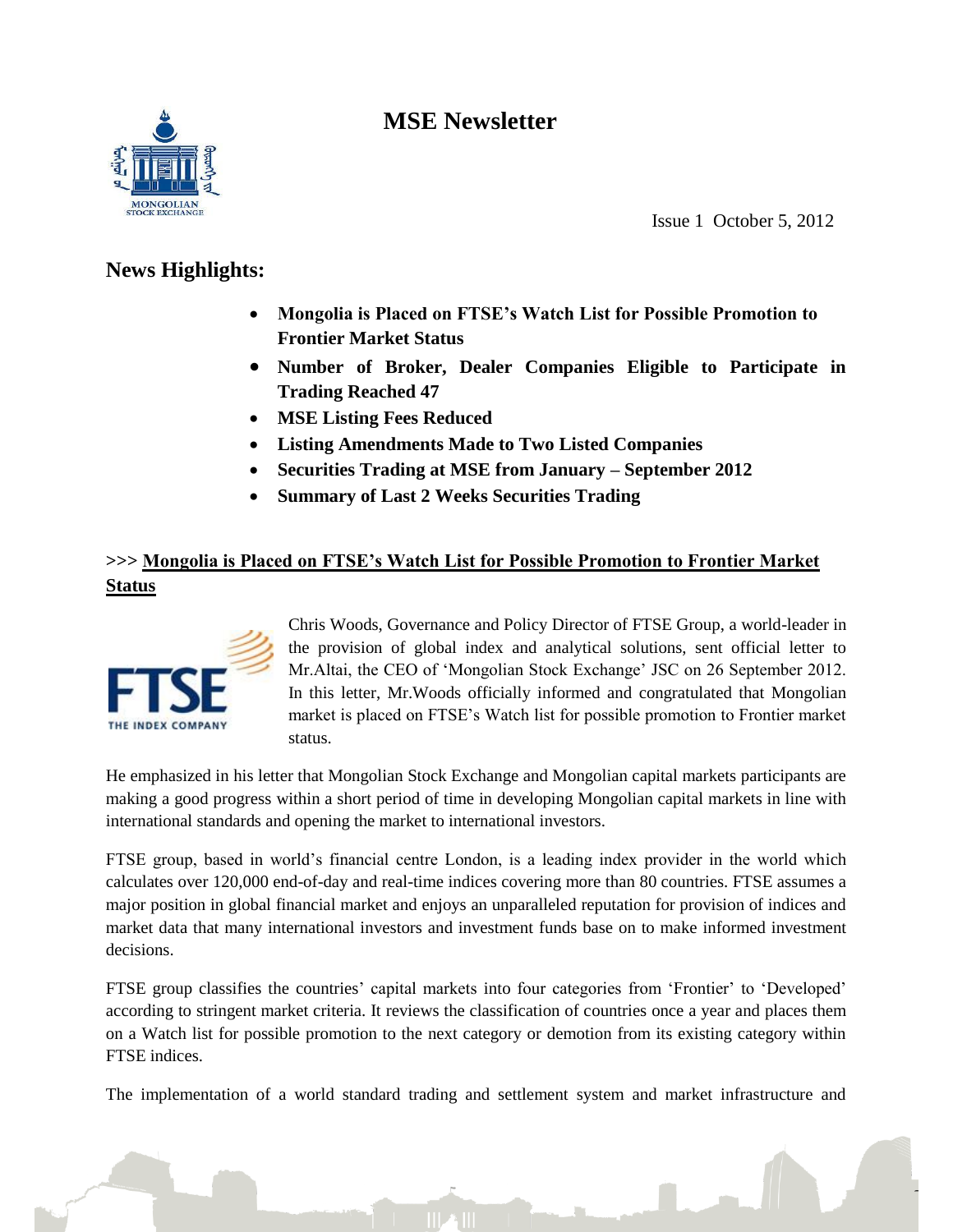# MSE Newsletter

Issue 1 October 5, 2012

## News Highlights:

- **Mongolia is Placed on FTSE's Watch List for Possible Promotion to Frontier Market Status**
- **Number of Broker, Dealer Companies Eligible to Participate in Trading Reached 47**
- **MSE Listing Fees Reduced**
- **Listing Amendments Made to Two Listed Companies**
- **Securities Trading at MSE from January – September 2012**
- **Summary of Last 2 Weeks Securities Trading**

### >>> Mongolia is Placed on FTSE's Watch List for Possible Promotion to Frontier Market Status

Chris Woods, Governance and Policy Director of FTSE Group, a world-leader in the provision of global index and analytical solutions, sent official letter to Mr.Altai, the CEO of 'Mongolian Stock Exchange' JSC on 26 September 2012. In this letter, Mr.Woods officially informed and congratulated that Mongolian market is placed on FTSE's Watch list for possible promotion to Frontier market status.

He emphasized in his letter that Mongolian Stock Exchange and Mongolian capital markets participants are making a good progress within a short period of time in developing Mongolian capital markets in line with international standards and opening the market to international investors.

FTSE group, based in world's financial centre London, is a leading index provider in the world which calculates over 120,000 end-of-day and real-time indices covering more than 80 countries. FTSE assumes a major position in global financial market and enjoys an unparalleled reputation for provision of indices and market data that many international investors and investment funds base on to make informed investment decisions.

FTSE group classifies the countries' capital markets into four categories from 'Frontier' to 'Developed' according to stringent market criteria. It reviews the classification of countries once a year and places them on a Watch list for possible promotion to the next category or demotion from its existing category within FTSE indices.

The implementation of a world standard trading and settlement system and market infrastructure and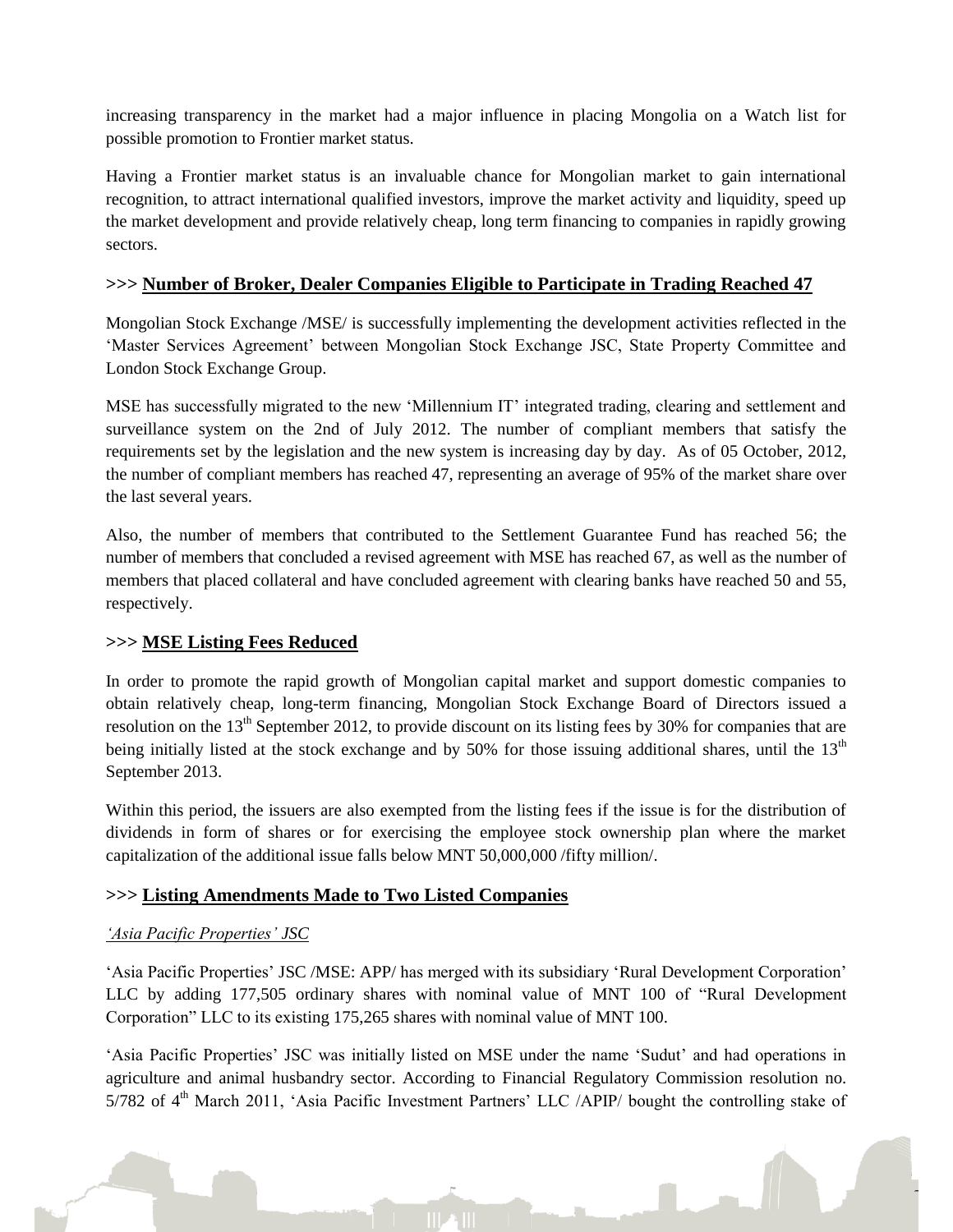increasing transparency in the market had a major influence in placing Mongolia on a Watch list for possible promotion to Frontier market status.

Having a Frontier market status is an invaluable chance for Mongolian market to gain international recognition, to attract international qualified investors, improve the market activity and liquidity, speed up the market development and provide relatively cheap, long term financing to companies in rapidly growing sectors.

### >>> Number of Broker, Dealer Companies Eligible to Participate in Trading Reached 47

Mongolian Stock Exchange /MSE/ is successfully implementing the development activities reflected in the 'Master Services Agreement' between Mongolian Stock Exchange JSC, State Property Committee and London Stock Exchange Group.

MSE has successfully migrated to the new 'Millennium IT' integrated trading, clearing and settlement and surveillance system on the 2nd of July 2012. The number of compliant members that satisfy the requirements set by the legislation and the new system is increasing day by day. As of 05 October, 2012, the number of compliant members has reached 47, representing an average of 95% of the market share over the last several years.

Also, the number of members that contributed to the Settlement Guarantee Fund has reached 56; the number of members that concluded a revised agreement with MSE has reached 67, as well as the number of members that placed collateral and have concluded agreement with clearing banks have reached 50 and 55, respectively.

### >>> MSE Listing Fees Reduced

In order to promote the rapid growth of Mongolian capital market and support domestic companies to obtain relatively cheap, long-term financing, Mongolian Stock Exchange Board of Directors issued a resolution on the 13th September 2012, to provide discount on its listing fees by 30% for companies that are being initially listed at the stock exchange and by 50% for those issuing additional shares, until the 13th September 2013.

Within this period, the issuers are also exempted from the listing fees if the issue is for the distribution of dividends in form of shares or for exercising the employee stock ownership plan where the market capitalization of the additional issue falls below MNT 50,000,000 /fifty million/.

### >>> Listing Amendments Made to Two Listed Companies

*'Asia Pacific Properties' JSC*

'Asia Pacific Properties' JSC /MSE: APP/ has merged with its subsidiary 'Rural Development Corporation' LLC by adding 177,505 ordinary shares with nominal value of MNT 100 of "Rural Development Corporation" LLC to its existing 175,265 shares with nominal value of MNT 100.

'Asia Pacific Properties' JSC was initially listed on MSE under the name 'Sudut' and had operations in agriculture and animal husbandry sector. According to Financial Regulatory Commission resolution no. 5/782 of 4th March 2011, 'Asia Pacific Investment Partners' LLC /APIP/ bought the controlling stake of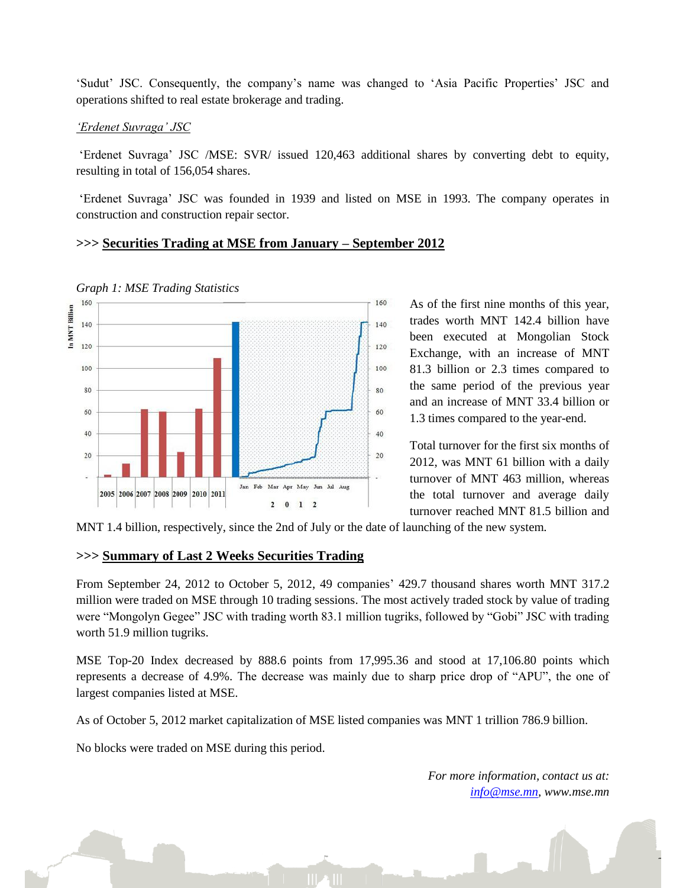'Sudut' JSC. Consequently, the company's name was changed to 'Asia Pacific Properties' JSC and operations shifted to real estate brokerage and trading.

*'Erdenet Suvraga' JSC*

'Erdenet Suvraga' JSC /MSE: SVR/ issued 120,463 additional shares by converting debt to equity, resulting in total of 156,054 shares.

'Erdenet Suvraga' JSC was founded in 1939 and listed on MSE in 1993. The company operates in construction and construction repair sector.

## >>> Securities Trading at MSE from January – September 2012

*Graph 1: MSE Trading Statistics*

In MNT Billion

160
140
120
100
80
60
40
20
-

2005 2006 2007 2008 2009 2010 2011

Jan Feb Mar Apr May Jun Jul Aug

2 0 1 2

As of the first nine months of this year, trades worth MNT 142.4 billion have been executed at Mongolian Stock Exchange, with an increase of MNT 81.3 billion or 2.3 times compared to the same period of the previous year and an increase of MNT 33.4 billion or 1.3 times compared to the year-end.

Total turnover for the first six months of 2012, was MNT 61 billion with a daily turnover of MNT 463 million, whereas the total turnover and average daily turnover reached MNT 81.5 billion and MNT 1.4 billion, respectively, since the 2nd of July or the date of launching of the new system.

## >>> Summary of Last 2 Weeks Securities Trading

From September 24, 2012 to October 5, 2012, 49 companies' 429.7 thousand shares worth MNT 317.2 million were traded on MSE through 10 trading sessions. The most actively traded stock by value of trading were "Mongolyn Gegee" JSC with trading worth 83.1 million tugriks, followed by "Gobi" JSC with trading worth 51.9 million tugriks.

MSE Top-20 Index decreased by 888.6 points from 17,995.36 and stood at 17,106.80 points which represents a decrease of 4.9%. The decrease was mainly due to sharp price drop of "APU", the one of largest companies listed at MSE.

As of October 5, 2012 market capitalization of MSE listed companies was MNT 1 trillion 786.9 billion.

No blocks were traded on MSE during this period.

*For more information, contact us at:*
*info@mse.mn, www.mse.mn*